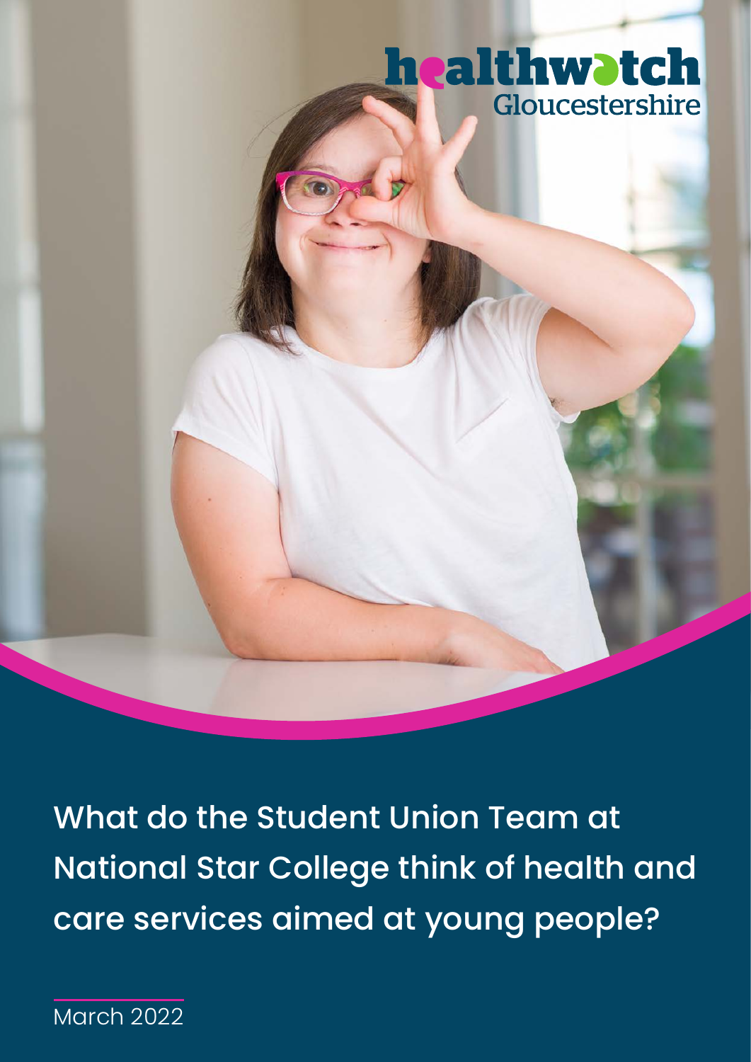healthwatch Gloucestershire

# What do the Student Union Team at National Star College think of health and care services aimed at young people?

March 2022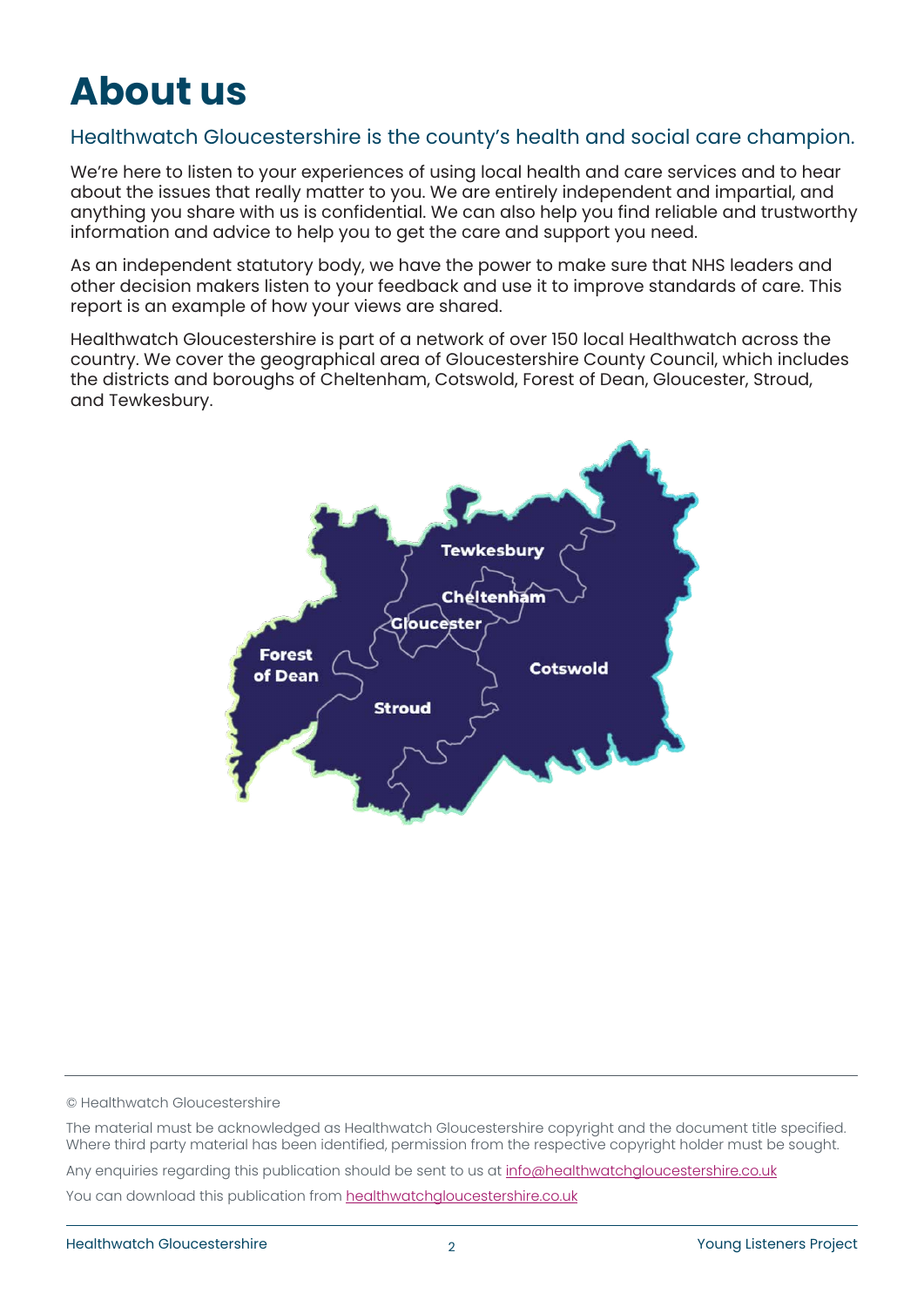# About us

## Healthwatch Gloucestershire is the county's health and social care champion.

We're here to listen to your experiences of using local health and care services and to hear about the issues that really matter to you. We are entirely independent and impartial, and anything you share with us is confidential. We can also help you find reliable and trustworthy information and advice to help you to get the care and support you need.

As an independent statutory body, we have the power to make sure that NHS leaders and other decision makers listen to your feedback and use it to improve standards of care. This report is an example of how your views are shared.

Healthwatch Gloucestershire is part of a network of over 150 local Healthwatch across the country. We cover the geographical area of Gloucestershire County Council, which includes the districts and boroughs of Cheltenham, Cotswold, Forest of Dean, Gloucester, Stroud, and Tewkesbury.

© Healthwatch Gloucestershire

The material must be acknowledged as Healthwatch Gloucestershire copyright and the document title specified. Where third party material has been identified, permission from the respective copyright holder must be sought.

Any enquiries regarding this publication should be sent to us at info@healthwatchgloucestershire.co.uk

You can download this publication from healthwatchgloucestershire.co.uk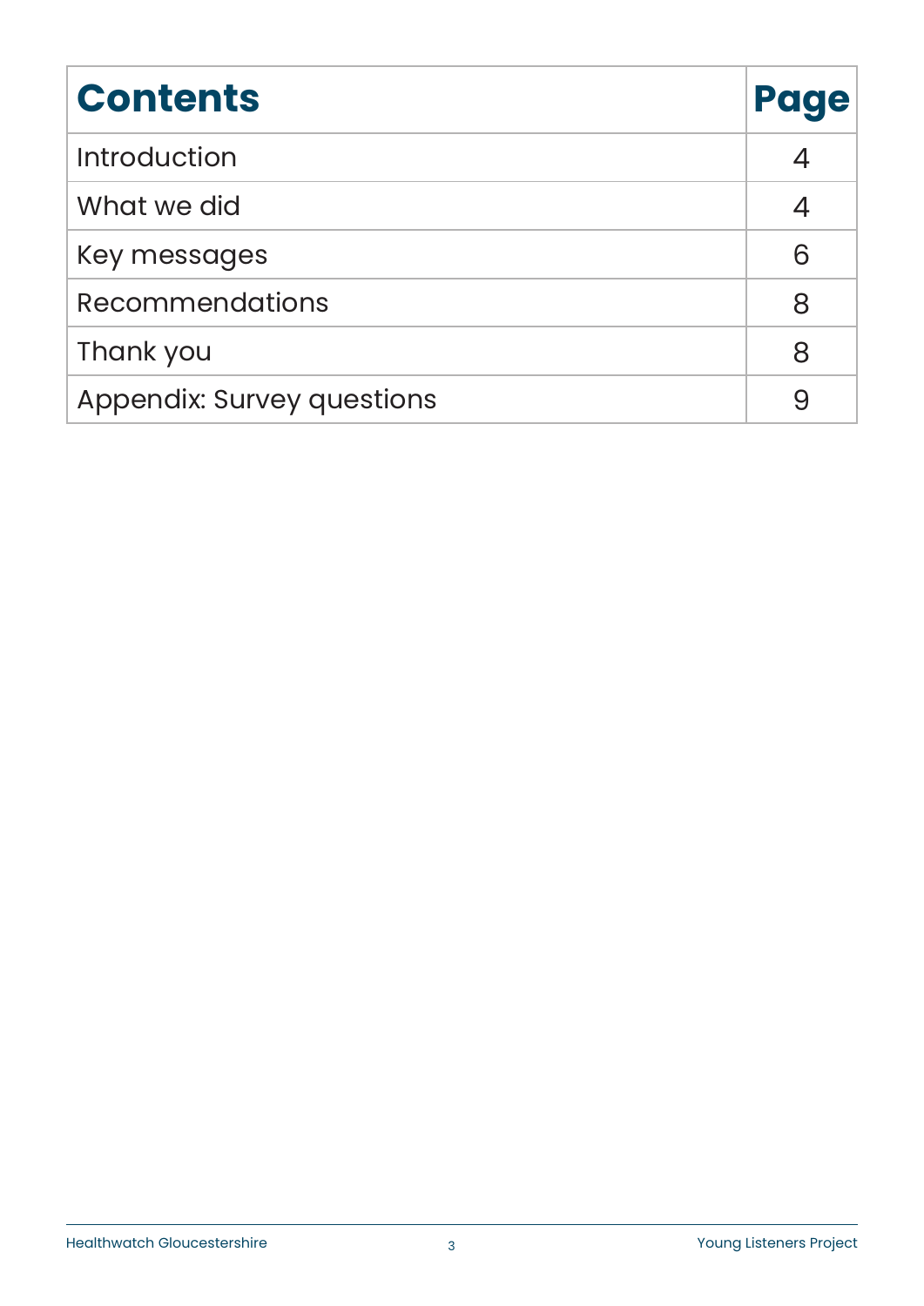| Contents | Page |
| --- | --- |
| Introduction | 4 |
| What we did | 4 |
| Key messages | 6 |
| Recommendations | 8 |
| Thank you | 8 |
| Appendix: Survey questions | 9 |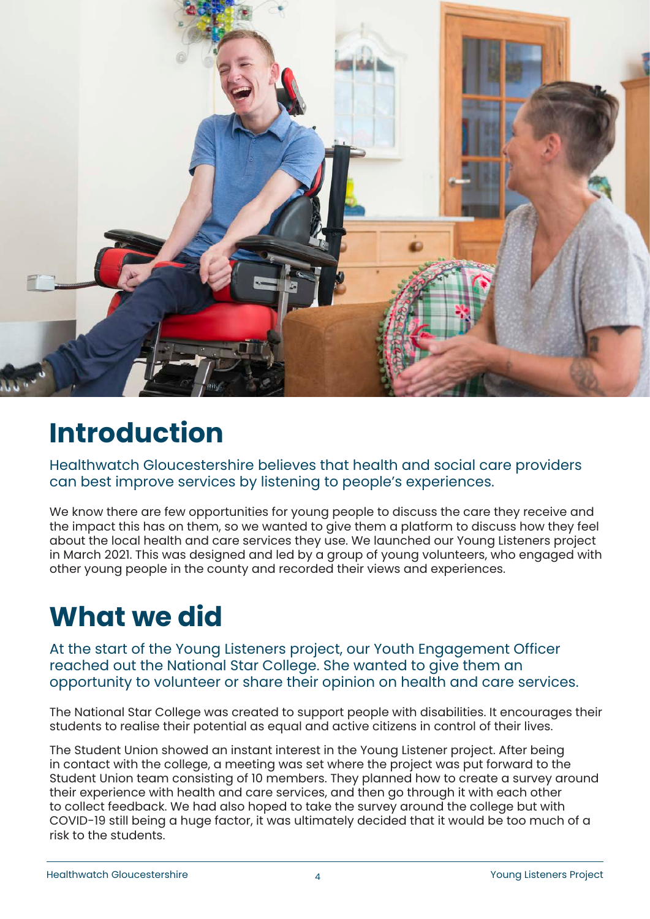# Introduction

Healthwatch Gloucestershire believes that health and social care providers can best improve services by listening to people's experiences.

We know there are few opportunities for young people to discuss the care they receive and the impact this has on them, so we wanted to give them a platform to discuss how they feel about the local health and care services they use. We launched our Young Listeners project in March 2021. This was designed and led by a group of young volunteers, who engaged with other young people in the county and recorded their views and experiences.

# What we did

At the start of the Young Listeners project, our Youth Engagement Officer reached out the National Star College. She wanted to give them an opportunity to volunteer or share their opinion on health and care services.

The National Star College was created to support people with disabilities. It encourages their students to realise their potential as equal and active citizens in control of their lives.

The Student Union showed an instant interest in the Young Listener project. After being in contact with the college, a meeting was set where the project was put forward to the Student Union team consisting of 10 members. They planned how to create a survey around their experience with health and care services, and then go through it with each other to collect feedback. We had also hoped to take the survey around the college but with COVID-19 still being a huge factor, it was ultimately decided that it would be too much of a risk to the students.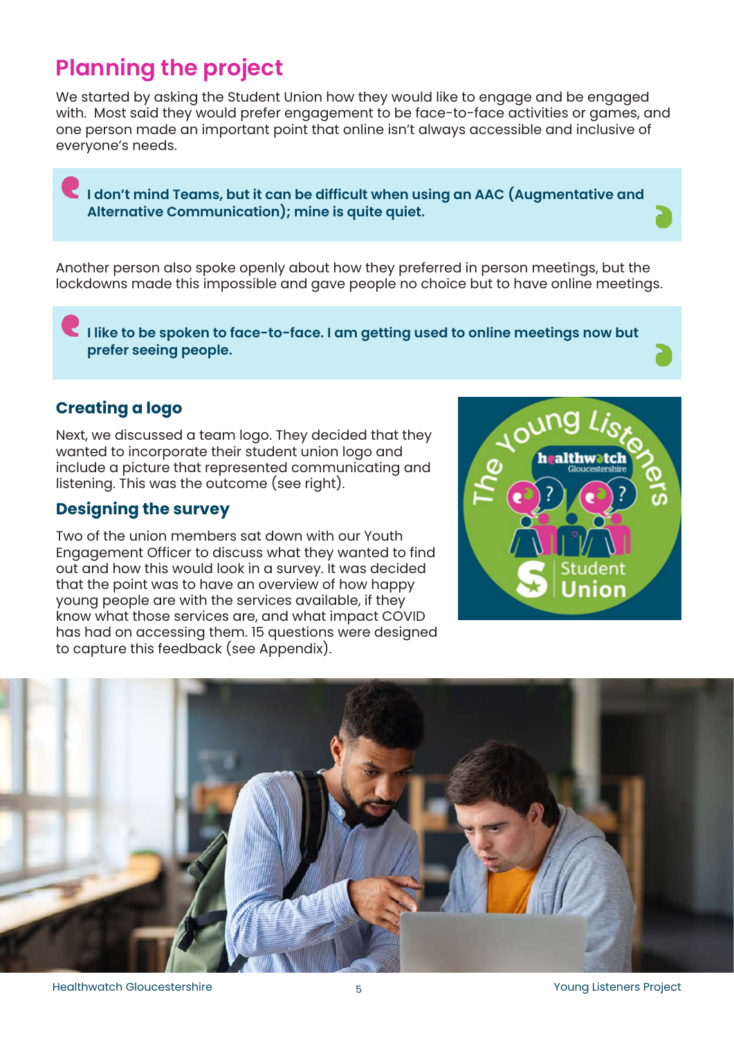## Planning the project

We started by asking the Student Union how they would like to engage and be engaged with. Most said they would prefer engagement to be face-to-face activities or games, and one person made an important point that online isn't always accessible and inclusive of everyone's needs.

> **I don't mind Teams, but it can be difficult when using an AAC (Augmentative and Alternative Communication); mine is quite quiet.**

Another person also spoke openly about how they preferred in person meetings, but the lockdowns made this impossible and gave people no choice but to have online meetings.

> **I like to be spoken to face-to-face. I am getting used to online meetings now but prefer seeing people.**

### Creating a logo

Next, we discussed a team logo. They decided that they wanted to incorporate their student union logo and include a picture that represented communicating and listening. This was the outcome (see right).

### Designing the survey

Two of the union members sat down with our Youth Engagement Officer to discuss what they wanted to find out and how this would look in a survey. It was decided that the point was to have an overview of how happy young people are with the services available, if they know what those services are, and what impact COVID has had on accessing them. 15 questions were designed to capture this feedback (see Appendix).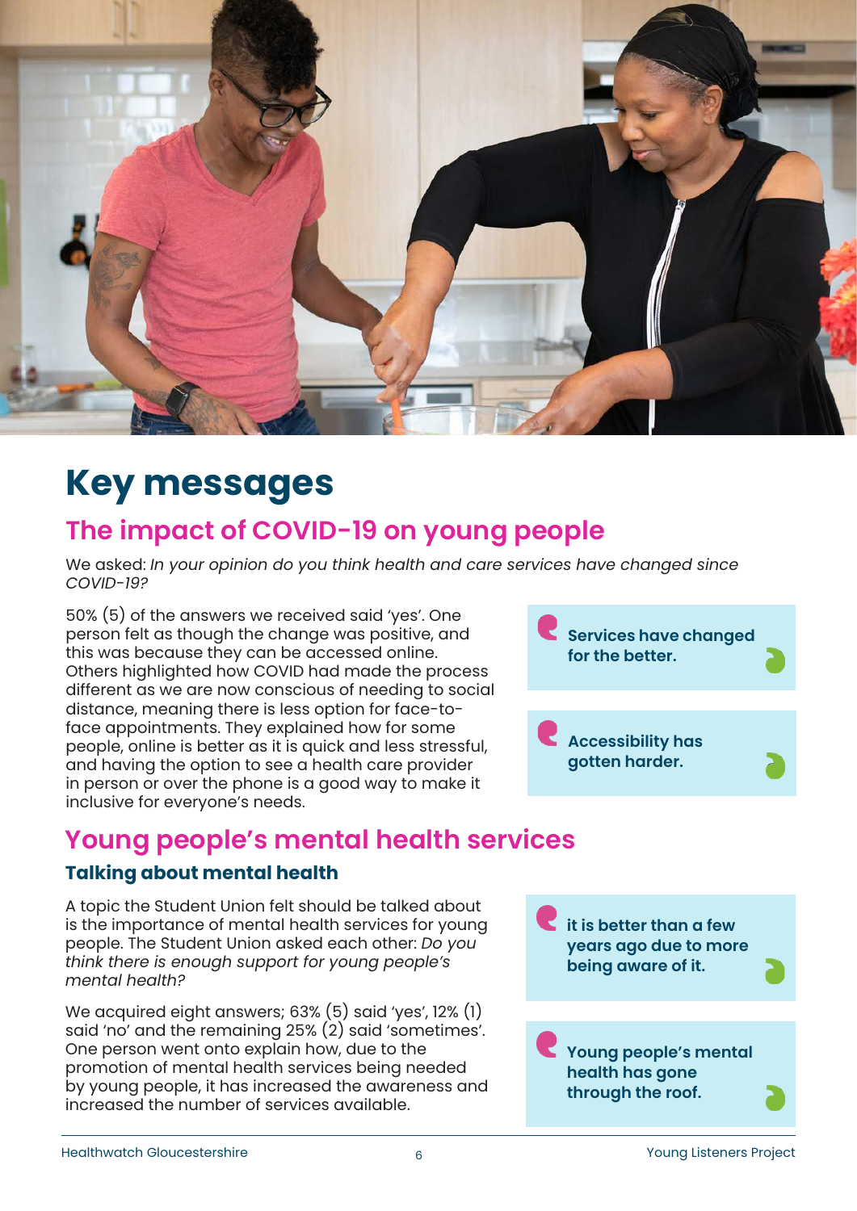# Key messages

## The impact of COVID-19 on young people

We asked: *In your opinion do you think health and care services have changed since COVID-19?*

50% (5) of the answers we received said 'yes'. One person felt as though the change was positive, and this was because they can be accessed online. Others highlighted how COVID had made the process different as we are now conscious of needing to social distance, meaning there is less option for face-to-face appointments. They explained how for some people, online is better as it is quick and less stressful, and having the option to see a health care provider in person or over the phone is a good way to make it inclusive for everyone's needs.

> **Services have changed for the better.**

> **Accessibility has gotten harder.**

## Young people's mental health services

### Talking about mental health

A topic the Student Union felt should be talked about is the importance of mental health services for young people. The Student Union asked each other: *Do you think there is enough support for young people's mental health?*

We acquired eight answers; 63% (5) said 'yes', 12% (1) said 'no' and the remaining 25% (2) said 'sometimes'. One person went onto explain how, due to the promotion of mental health services being needed by young people, it has increased the awareness and increased the number of services available.

> **it is better than a few years ago due to more being aware of it.**

> **Young people's mental health has gone through the roof.**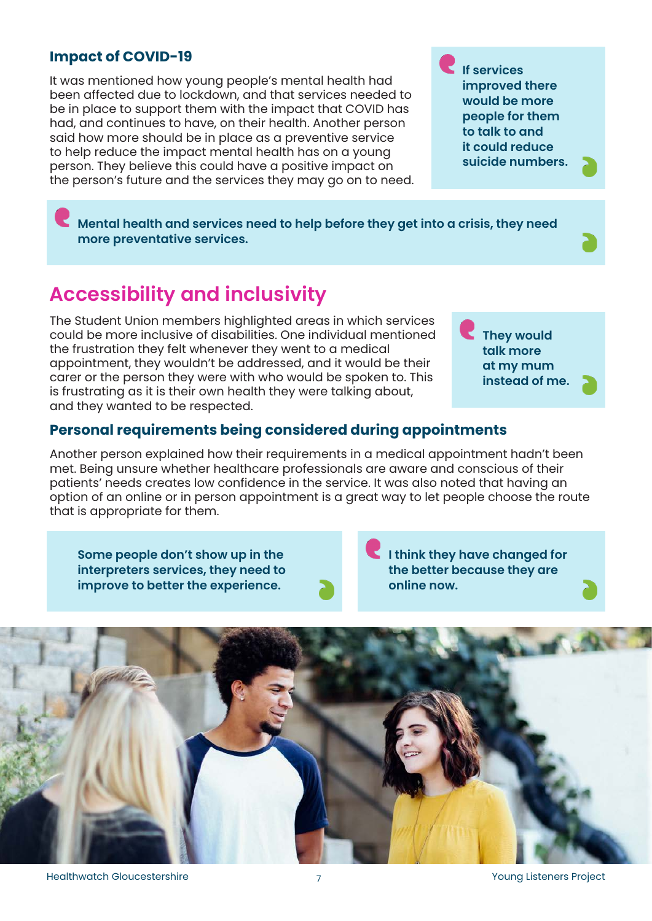### Impact of COVID-19

It was mentioned how young people's mental health had been affected due to lockdown, and that services needed to be in place to support them with the impact that COVID has had, and continues to have, on their health. Another person said how more should be in place as a preventive service to help reduce the impact mental health has on a young person. They believe this could have a positive impact on the person's future and the services they may go on to need.

> **If services improved there would be more people for them to talk to and it could reduce suicide numbers.**

> **Mental health and services need to help before they get into a crisis, they need more preventative services.**

## Accessibility and inclusivity

The Student Union members highlighted areas in which services could be more inclusive of disabilities. One individual mentioned the frustration they felt whenever they went to a medical appointment, they wouldn't be addressed, and it would be their carer or the person they were with who would be spoken to. This is frustrating as it is their own health they were talking about, and they wanted to be respected.

> **They would talk more at my mum instead of me.**

### Personal requirements being considered during appointments

Another person explained how their requirements in a medical appointment hadn't been met. Being unsure whether healthcare professionals are aware and conscious of their patients' needs creates low confidence in the service. It was also noted that having an option of an online or in person appointment is a great way to let people choose the route that is appropriate for them.

> **Some people don't show up in the interpreters services, they need to improve to better the experience.**

> **I think they have changed for the better because they are online now.**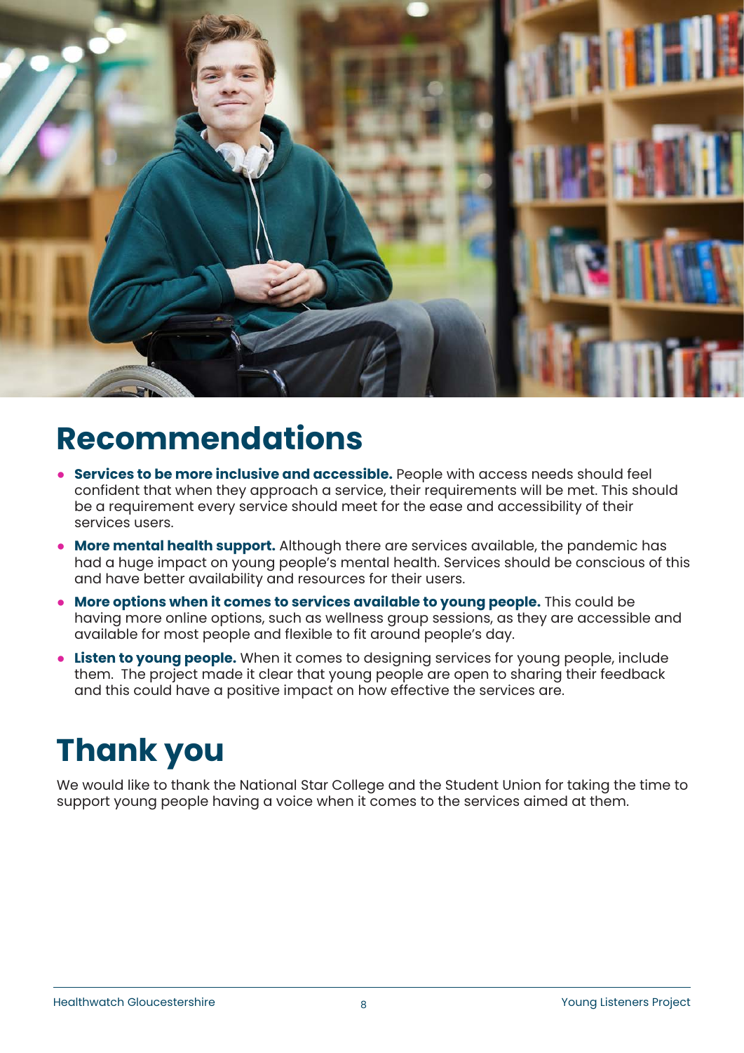# Recommendations

- **Services to be more inclusive and accessible.** People with access needs should feel confident that when they approach a service, their requirements will be met. This should be a requirement every service should meet for the ease and accessibility of their services users.
- **More mental health support.** Although there are services available, the pandemic has had a huge impact on young people's mental health. Services should be conscious of this and have better availability and resources for their users.
- **More options when it comes to services available to young people.** This could be having more online options, such as wellness group sessions, as they are accessible and available for most people and flexible to fit around people's day.
- **Listen to young people.** When it comes to designing services for young people, include them. The project made it clear that young people are open to sharing their feedback and this could have a positive impact on how effective the services are.

# Thank you

We would like to thank the National Star College and the Student Union for taking the time to support young people having a voice when it comes to the services aimed at them.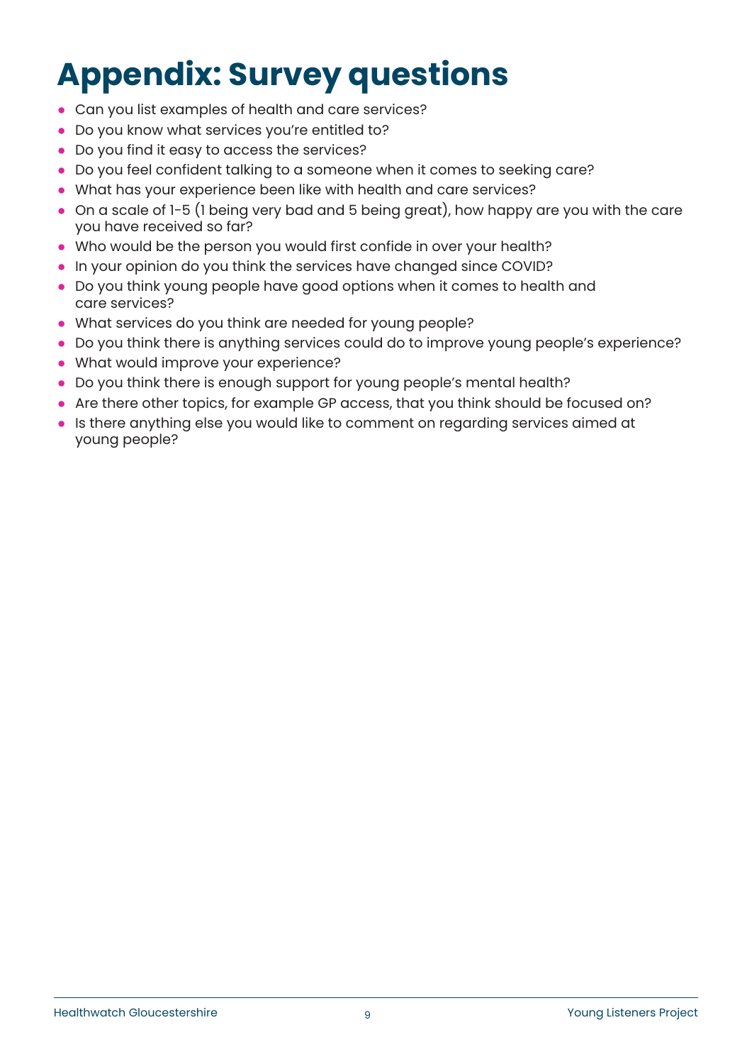# Appendix: Survey questions

- Can you list examples of health and care services?
- Do you know what services you're entitled to?
- Do you find it easy to access the services?
- Do you feel confident talking to a someone when it comes to seeking care?
- What has your experience been like with health and care services?
- On a scale of 1-5 (1 being very bad and 5 being great), how happy are you with the care you have received so far?
- Who would be the person you would first confide in over your health?
- In your opinion do you think the services have changed since COVID?
- Do you think young people have good options when it comes to health and care services?
- What services do you think are needed for young people?
- Do you think there is anything services could do to improve young people's experience?
- What would improve your experience?
- Do you think there is enough support for young people's mental health?
- Are there other topics, for example GP access, that you think should be focused on?
- Is there anything else you would like to comment on regarding services aimed at young people?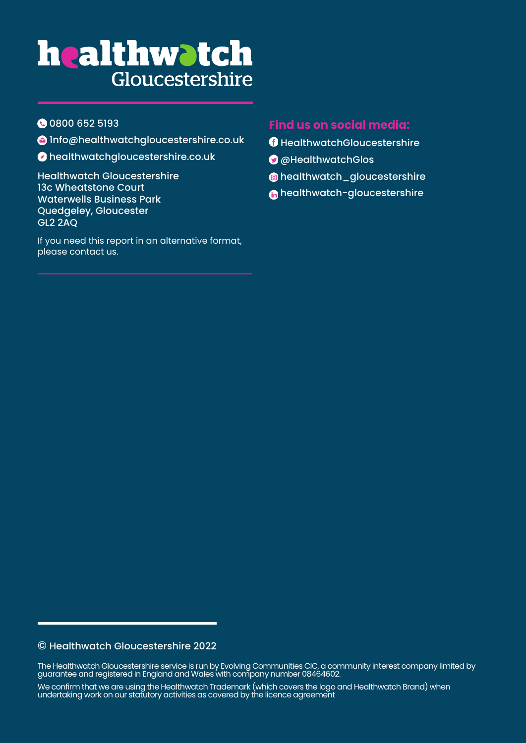# healthwatch Gloucestershire

0800 652 5193

1nfo@healthwatchgloucestershire.co.uk

healthwatchgloucestershire.co.uk

Healthwatch Gloucestershire
13c Wheatstone Court
Waterwells Business Park
Quedgeley, Gloucester
GL2 2AQ

If you need this report in an alternative format, please contact us.

**Find us on social media:**

HealthwatchGloucestershire

@HealthwatchGlos

healthwatch_gloucestershire

healthwatch-gloucestershire

© Healthwatch Gloucestershire 2022

The Healthwatch Gloucestershire service is run by Evolving Communities CIC, a community interest company limited by guarantee and registered in England and Wales with company number 08464602.

We confirm that we are using the Healthwatch Trademark (which covers the logo and Healthwatch Brand) when undertaking work on our statutory activities as covered by the licence agreement